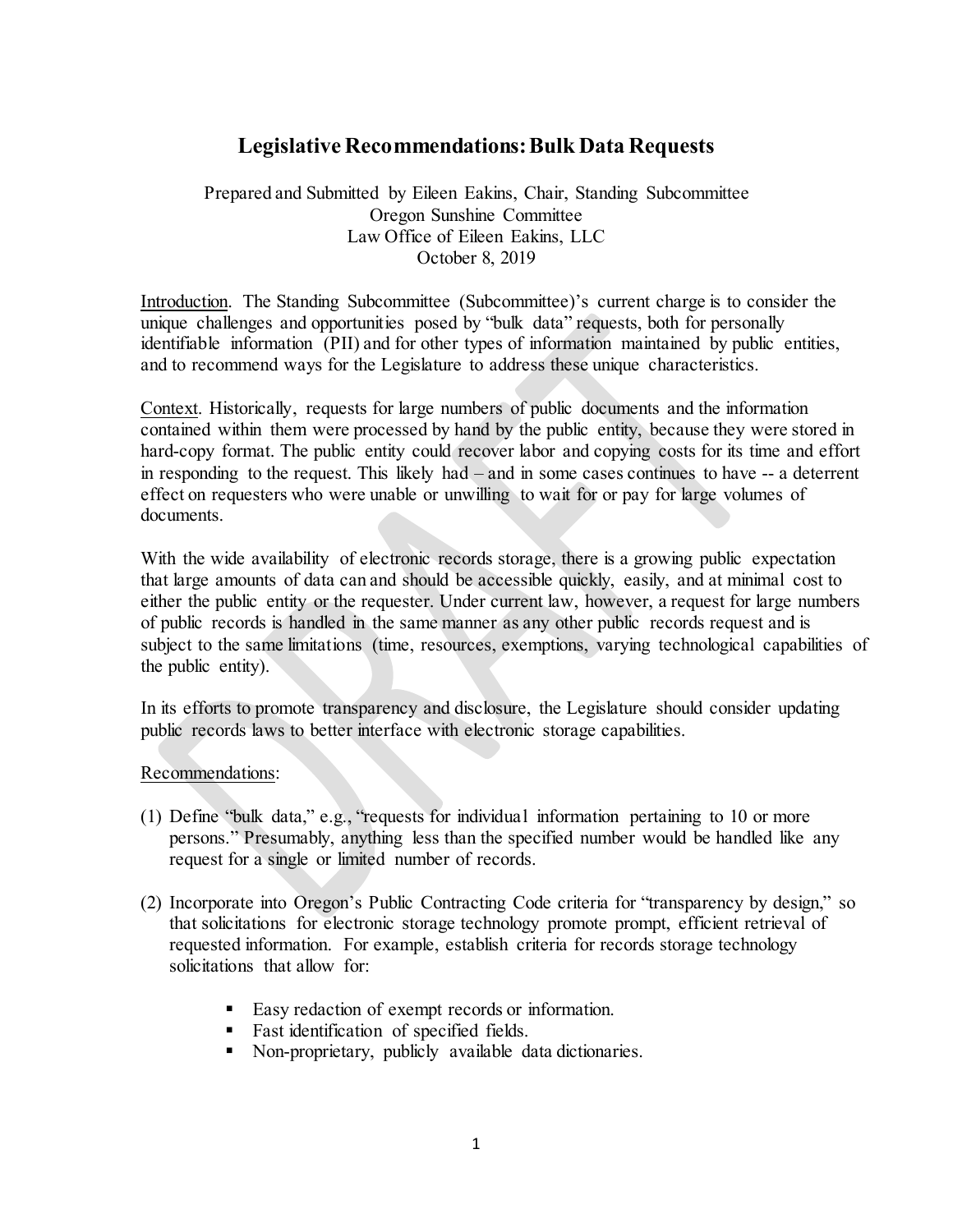# Legislative Recommendations: Bulk Data Requests

Prepared and Submitted by Eileen Eakins, Chair, Standing Subcommittee
Oregon Sunshine Committee
Law Office of Eileen Eakins, LLC
October 8, 2019

Introduction. The Standing Subcommittee (Subcommittee)'s current charge is to consider the unique challenges and opportunities posed by "bulk data" requests, both for personally identifiable information (PII) and for other types of information maintained by public entities, and to recommend ways for the Legislature to address these unique characteristics.

Context. Historically, requests for large numbers of public documents and the information contained within them were processed by hand by the public entity, because they were stored in hard-copy format. The public entity could recover labor and copying costs for its time and effort in responding to the request. This likely had – and in some cases continues to have -- a deterrent effect on requesters who were unable or unwilling to wait for or pay for large volumes of documents.

With the wide availability of electronic records storage, there is a growing public expectation that large amounts of data can and should be accessible quickly, easily, and at minimal cost to either the public entity or the requester. Under current law, however, a request for large numbers of public records is handled in the same manner as any other public records request and is subject to the same limitations (time, resources, exemptions, varying technological capabilities of the public entity).

In its efforts to promote transparency and disclosure, the Legislature should consider updating public records laws to better interface with electronic storage capabilities.

Recommendations:

(1) Define "bulk data," e.g., "requests for individual information pertaining to 10 or more persons." Presumably, anything less than the specified number would be handled like any request for a single or limited number of records.

(2) Incorporate into Oregon's Public Contracting Code criteria for "transparency by design," so that solicitations for electronic storage technology promote prompt, efficient retrieval of requested information. For example, establish criteria for records storage technology solicitations that allow for:

- Easy redaction of exempt records or information.
- Fast identification of specified fields.
- Non-proprietary, publicly available data dictionaries.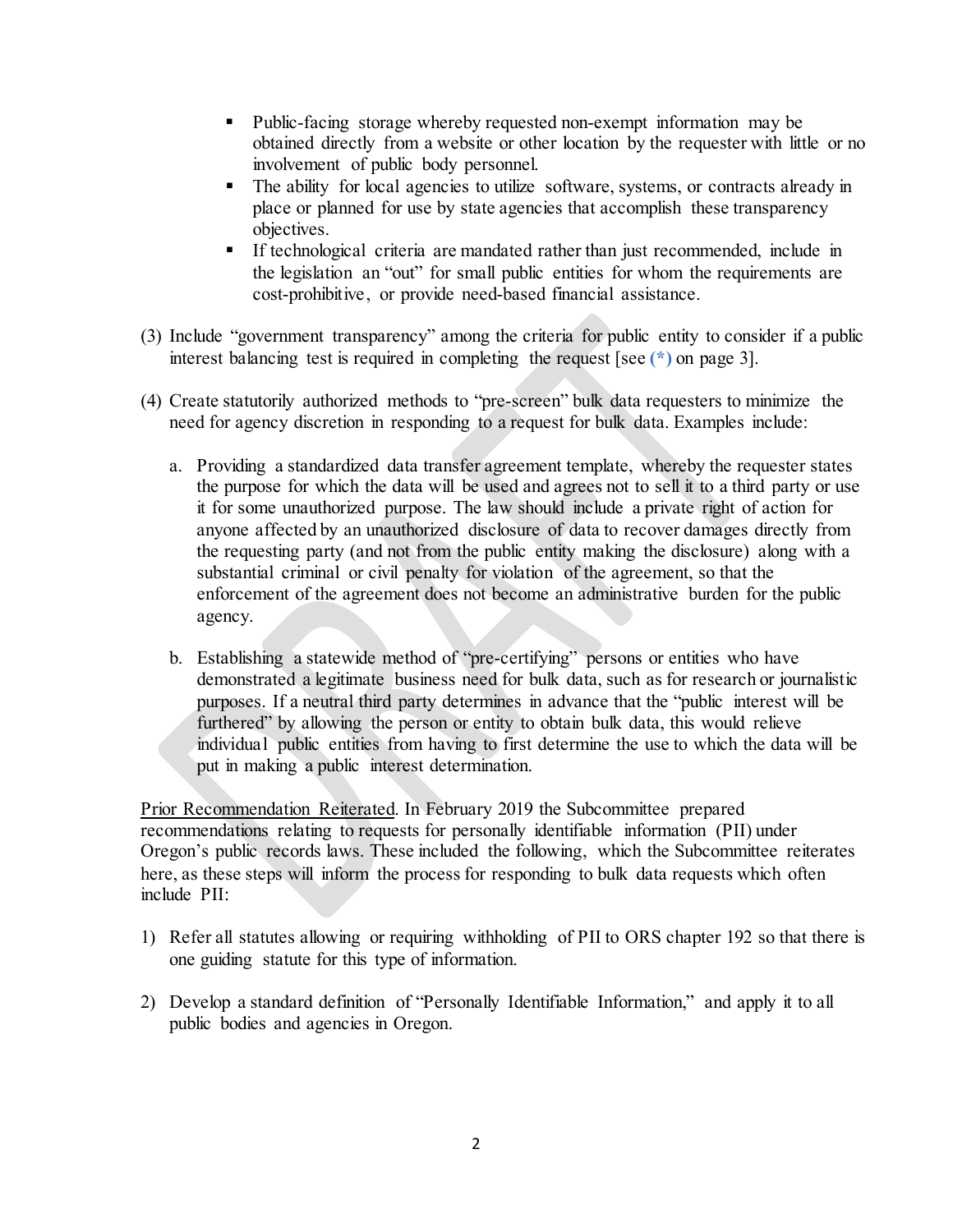- Public-facing storage whereby requested non-exempt information may be obtained directly from a website or other location by the requester with little or no involvement of public body personnel.
- The ability for local agencies to utilize software, systems, or contracts already in place or planned for use by state agencies that accomplish these transparency objectives.
- If technological criteria are mandated rather than just recommended, include in the legislation an "out" for small public entities for whom the requirements are cost-prohibitive, or provide need-based financial assistance.

(3) Include "government transparency" among the criteria for public entity to consider if a public interest balancing test is required in completing the request [see (*) on page 3].

(4) Create statutorily authorized methods to "pre-screen" bulk data requesters to minimize the need for agency discretion in responding to a request for bulk data. Examples include:

a. Providing a standardized data transfer agreement template, whereby the requester states the purpose for which the data will be used and agrees not to sell it to a third party or use it for some unauthorized purpose. The law should include a private right of action for anyone affected by an unauthorized disclosure of data to recover damages directly from the requesting party (and not from the public entity making the disclosure) along with a substantial criminal or civil penalty for violation of the agreement, so that the enforcement of the agreement does not become an administrative burden for the public agency.

b. Establishing a statewide method of "pre-certifying" persons or entities who have demonstrated a legitimate business need for bulk data, such as for research or journalistic purposes. If a neutral third party determines in advance that the "public interest will be furthered" by allowing the person or entity to obtain bulk data, this would relieve individual public entities from having to first determine the use to which the data will be put in making a public interest determination.

<u>Prior Recommendation Reiterated</u>. In February 2019 the Subcommittee prepared recommendations relating to requests for personally identifiable information (PII) under Oregon's public records laws. These included the following, which the Subcommittee reiterates here, as these steps will inform the process for responding to bulk data requests which often include PII:

1) Refer all statutes allowing or requiring withholding of PII to ORS chapter 192 so that there is one guiding statute for this type of information.

2) Develop a standard definition of "Personally Identifiable Information," and apply it to all public bodies and agencies in Oregon.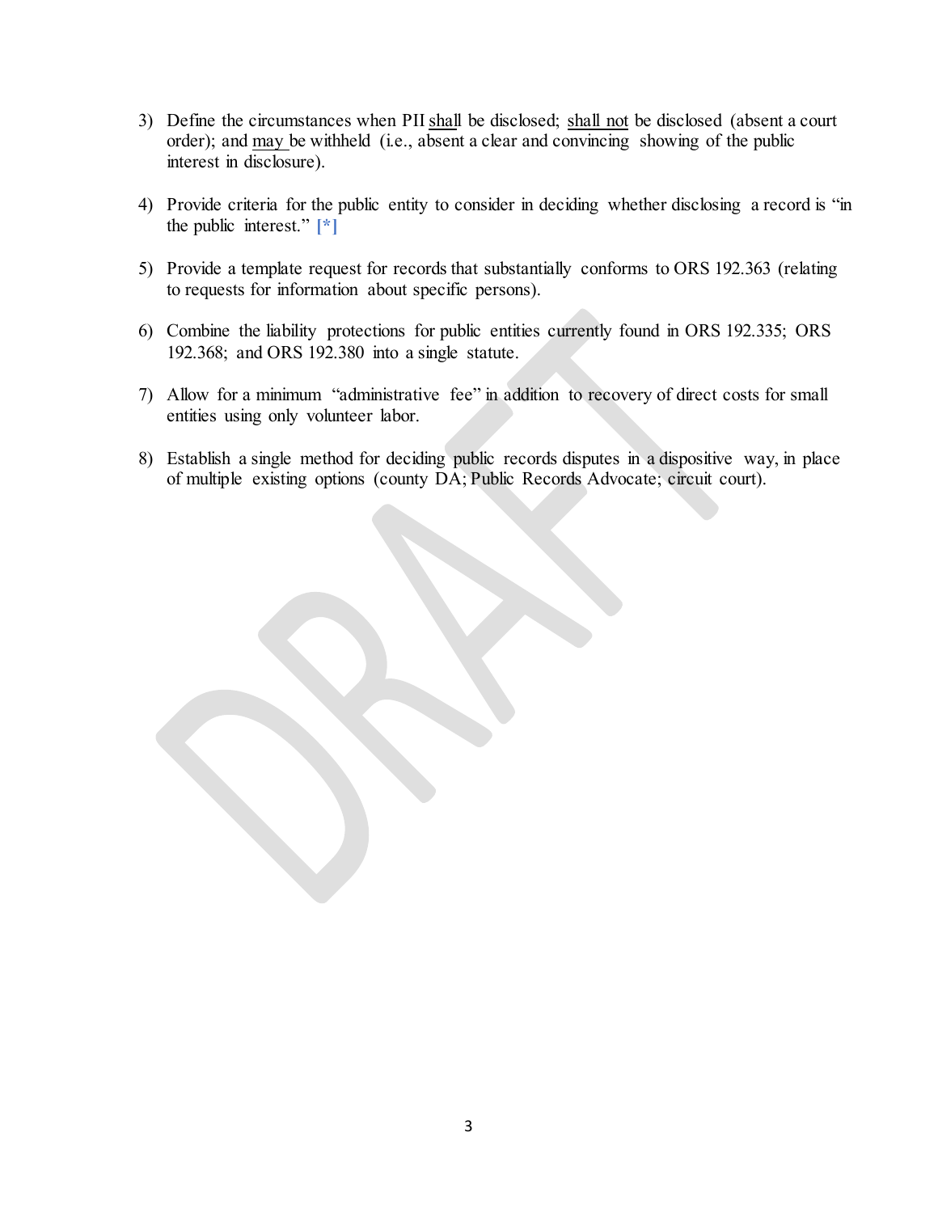3) Define the circumstances when PII <u>shall</u> be disclosed; <u>shall not</u> be disclosed (absent a court order); and <u>may</u> be withheld (i.e., absent a clear and convincing showing of the public interest in disclosure).

4) Provide criteria for the public entity to consider in deciding whether disclosing a record is "in the public interest." [*]

5) Provide a template request for records that substantially conforms to ORS 192.363 (relating to requests for information about specific persons).

6) Combine the liability protections for public entities currently found in ORS 192.335; ORS 192.368; and ORS 192.380 into a single statute.

7) Allow for a minimum "administrative fee" in addition to recovery of direct costs for small entities using only volunteer labor.

8) Establish a single method for deciding public records disputes in a dispositive way, in place of multiple existing options (county DA; Public Records Advocate; circuit court).